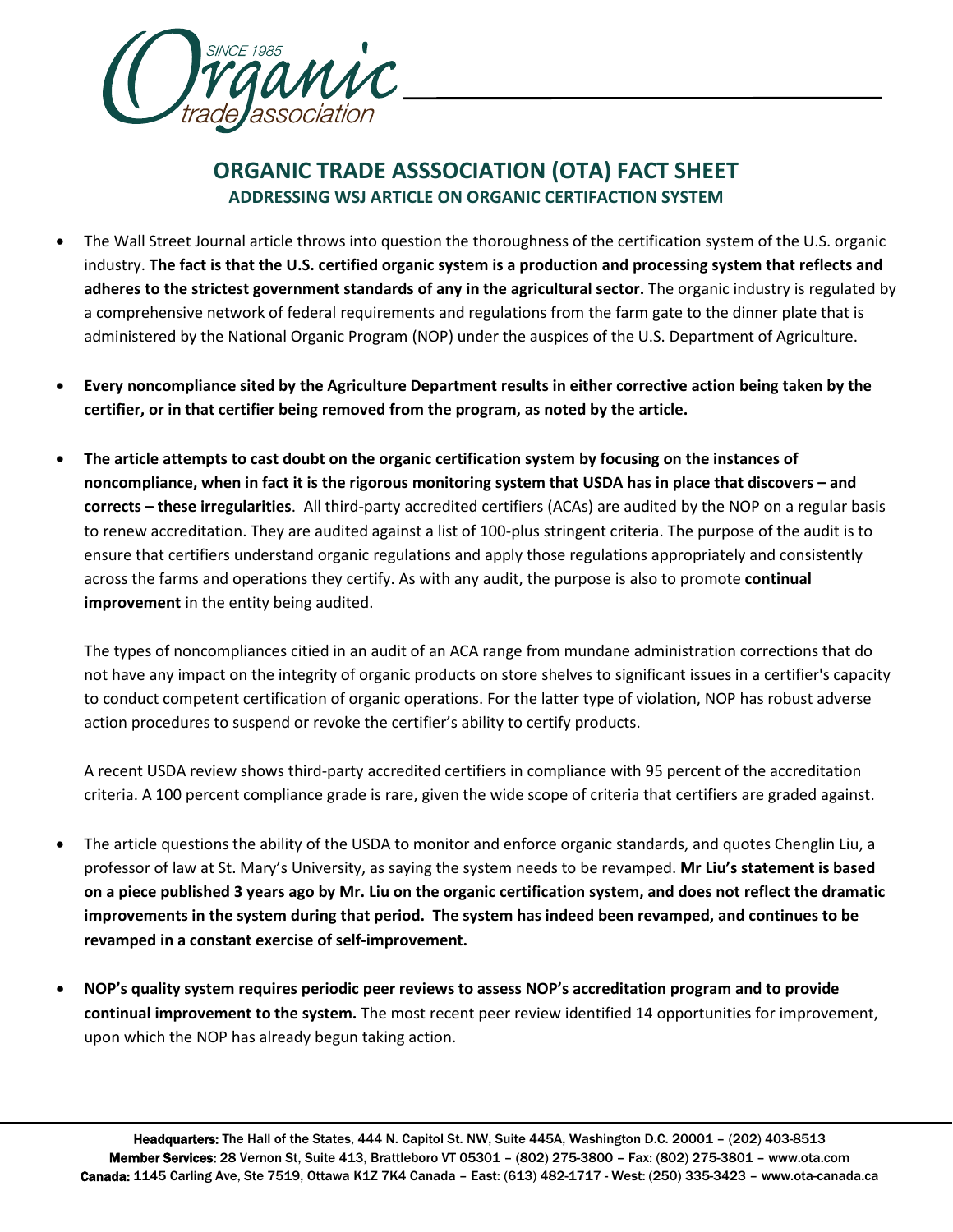# ORGANIC TRADE ASSSOCIATION (OTA) FACT SHEET

## ADDRESSING WSJ ARTICLE ON ORGANIC CERTIFACTION SYSTEM

- The Wall Street Journal article throws into question the thoroughness of the certification system of the U.S. organic industry. **The fact is that the U.S. certified organic system is a production and processing system that reflects and adheres to the strictest government standards of any in the agricultural sector.** The organic industry is regulated by a comprehensive network of federal requirements and regulations from the farm gate to the dinner plate that is administered by the National Organic Program (NOP) under the auspices of the U.S. Department of Agriculture.

- **Every noncompliance sited by the Agriculture Department results in either corrective action being taken by the certifier, or in that certifier being removed from the program, as noted by the article.**

- **The article attempts to cast doubt on the organic certification system by focusing on the instances of noncompliance, when in fact it is the rigorous monitoring system that USDA has in place that discovers – and corrects – these irregularities**. All third-party accredited certifiers (ACAs) are audited by the NOP on a regular basis to renew accreditation. They are audited against a list of 100-plus stringent criteria. The purpose of the audit is to ensure that certifiers understand organic regulations and apply those regulations appropriately and consistently across the farms and operations they certify. As with any audit, the purpose is also to promote **continual improvement** in the entity being audited.

  The types of noncompliances citied in an audit of an ACA range from mundane administration corrections that do not have any impact on the integrity of organic products on store shelves to significant issues in a certifier's capacity to conduct competent certification of organic operations. For the latter type of violation, NOP has robust adverse action procedures to suspend or revoke the certifier's ability to certify products.

  A recent USDA review shows third-party accredited certifiers in compliance with 95 percent of the accreditation criteria. A 100 percent compliance grade is rare, given the wide scope of criteria that certifiers are graded against.

- The article questions the ability of the USDA to monitor and enforce organic standards, and quotes Chenglin Liu, a professor of law at St. Mary's University, as saying the system needs to be revamped. **Mr Liu's statement is based on a piece published 3 years ago by Mr. Liu on the organic certification system, and does not reflect the dramatic improvements in the system during that period. The system has indeed been revamped, and continues to be revamped in a constant exercise of self-improvement.**

- **NOP's quality system requires periodic peer reviews to assess NOP's accreditation program and to provide continual improvement to the system.** The most recent peer review identified 14 opportunities for improvement, upon which the NOP has already begun taking action.

**Headquarters:** The Hall of the States, 444 N. Capitol St. NW, Suite 445A, Washington D.C. 20001 – (202) 403-8513
**Member Services:** 28 Vernon St, Suite 413, Brattleboro VT 05301 – (802) 275-3800 – Fax: (802) 275-3801 – www.ota.com
**Canada:** 1145 Carling Ave, Ste 7519, Ottawa K1Z 7K4 Canada – East: (613) 482-1717 - West: (250) 335-3423 – www.ota-canada.ca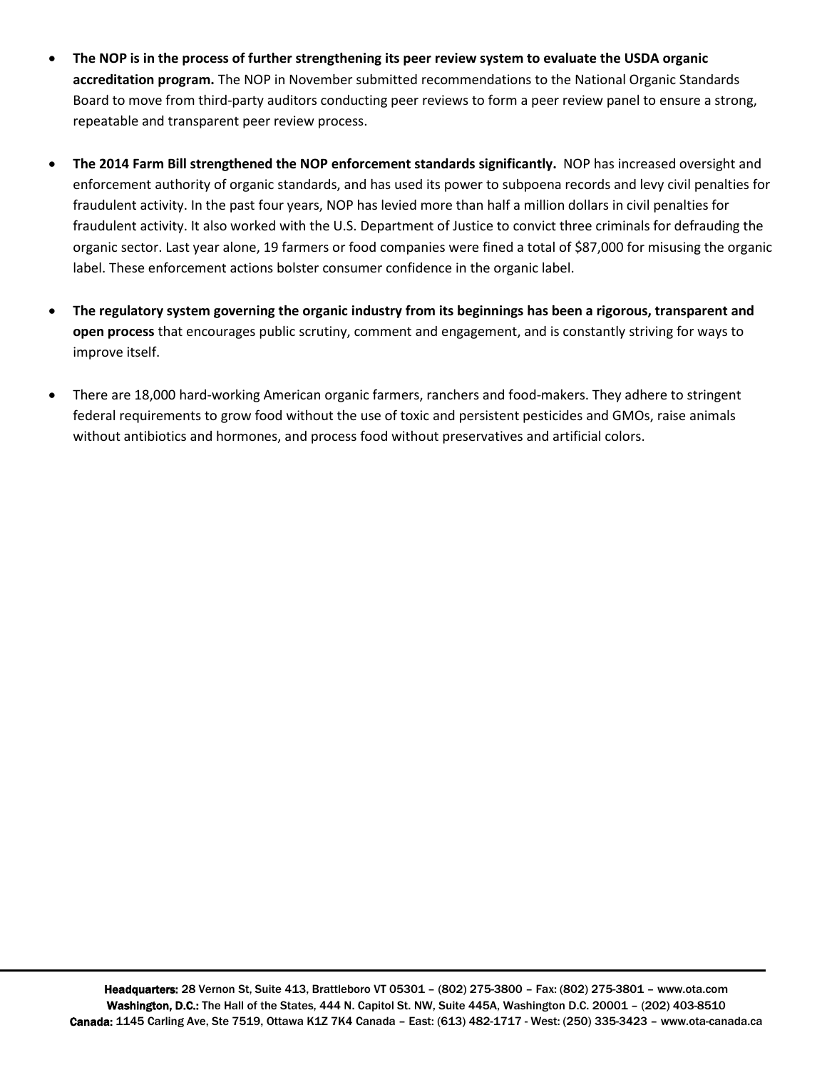- **The NOP is in the process of further strengthening its peer review system to evaluate the USDA organic accreditation program.** The NOP in November submitted recommendations to the National Organic Standards Board to move from third-party auditors conducting peer reviews to form a peer review panel to ensure a strong, repeatable and transparent peer review process.

- **The 2014 Farm Bill strengthened the NOP enforcement standards significantly.** NOP has increased oversight and enforcement authority of organic standards, and has used its power to subpoena records and levy civil penalties for fraudulent activity. In the past four years, NOP has levied more than half a million dollars in civil penalties for fraudulent activity. It also worked with the U.S. Department of Justice to convict three criminals for defrauding the organic sector. Last year alone, 19 farmers or food companies were fined a total of $87,000 for misusing the organic label. These enforcement actions bolster consumer confidence in the organic label.

- **The regulatory system governing the organic industry from its beginnings has been a rigorous, transparent and open process** that encourages public scrutiny, comment and engagement, and is constantly striving for ways to improve itself.

- There are 18,000 hard-working American organic farmers, ranchers and food-makers. They adhere to stringent federal requirements to grow food without the use of toxic and persistent pesticides and GMOs, raise animals without antibiotics and hormones, and process food without preservatives and artificial colors.

**Headquarters:** 28 Vernon St, Suite 413, Brattleboro VT 05301 – (802) 275-3800 – Fax: (802) 275-3801 – www.ota.com
**Washington, D.C.:** The Hall of the States, 444 N. Capitol St. NW, Suite 445A, Washington D.C. 20001 – (202) 403-8510
**Canada:** 1145 Carling Ave, Ste 7519, Ottawa K1Z 7K4 Canada – East: (613) 482-1717 - West: (250) 335-3423 – www.ota-canada.ca